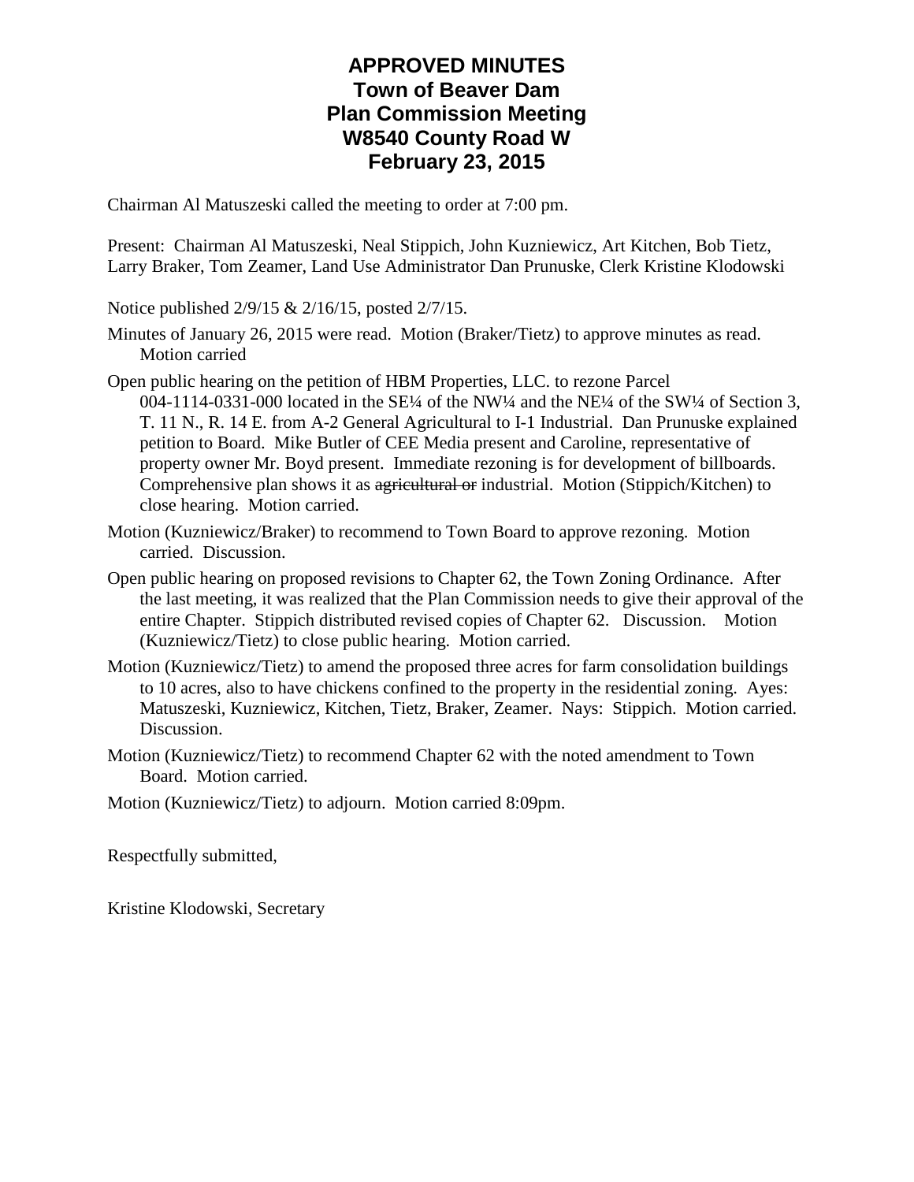# APPROVED MINUTES
# Town of Beaver Dam
# Plan Commission Meeting
# W8540 County Road W
# February 23, 2015

Chairman Al Matuszeski called the meeting to order at 7:00 pm.

Present: Chairman Al Matuszeski, Neal Stippich, John Kuzniewicz, Art Kitchen, Bob Tietz, Larry Braker, Tom Zeamer, Land Use Administrator Dan Prunuske, Clerk Kristine Klodowski

Notice published 2/9/15 & 2/16/15, posted 2/7/15.

Minutes of January 26, 2015 were read. Motion (Braker/Tietz) to approve minutes as read. Motion carried

Open public hearing on the petition of HBM Properties, LLC. to rezone Parcel 004-1114-0331-000 located in the SE¼ of the NW¼ and the NE¼ of the SW¼ of Section 3, T. 11 N., R. 14 E. from A-2 General Agricultural to I-1 Industrial. Dan Prunuske explained petition to Board. Mike Butler of CEE Media present and Caroline, representative of property owner Mr. Boyd present. Immediate rezoning is for development of billboards. Comprehensive plan shows it as ~~agricultural or~~ industrial. Motion (Stippich/Kitchen) to close hearing. Motion carried.

Motion (Kuzniewicz/Braker) to recommend to Town Board to approve rezoning. Motion carried. Discussion.

Open public hearing on proposed revisions to Chapter 62, the Town Zoning Ordinance. After the last meeting, it was realized that the Plan Commission needs to give their approval of the entire Chapter. Stippich distributed revised copies of Chapter 62. Discussion. Motion (Kuzniewicz/Tietz) to close public hearing. Motion carried.

Motion (Kuzniewicz/Tietz) to amend the proposed three acres for farm consolidation buildings to 10 acres, also to have chickens confined to the property in the residential zoning. Ayes: Matuszeski, Kuzniewicz, Kitchen, Tietz, Braker, Zeamer. Nays: Stippich. Motion carried. Discussion.

Motion (Kuzniewicz/Tietz) to recommend Chapter 62 with the noted amendment to Town Board. Motion carried.

Motion (Kuzniewicz/Tietz) to adjourn. Motion carried 8:09pm.

Respectfully submitted,

Kristine Klodowski, Secretary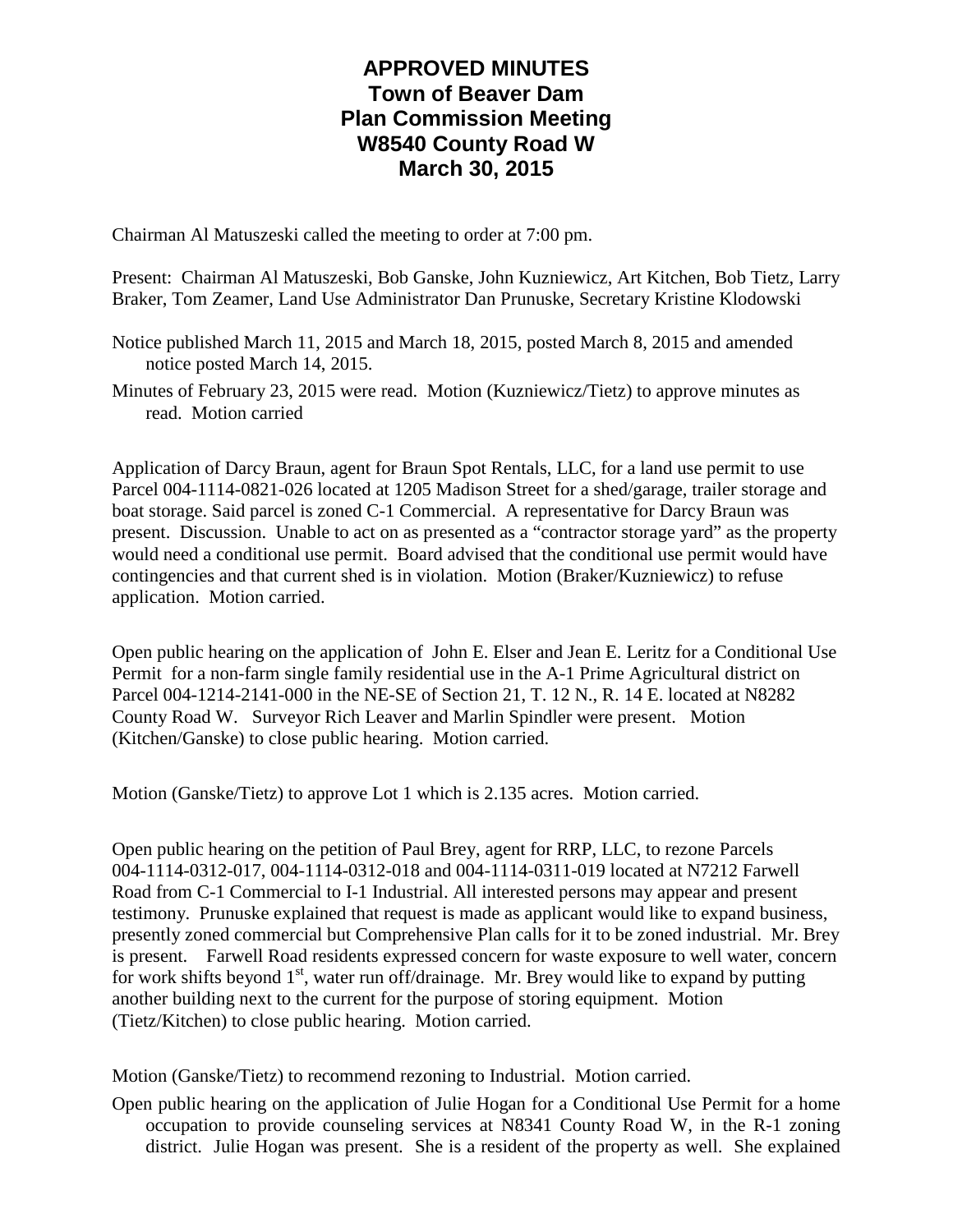**APPROVED MINUTES**
**Town of Beaver Dam**
**Plan Commission Meeting**
**W8540 County Road W**
**March 30, 2015**

Chairman Al Matuszeski called the meeting to order at 7:00 pm.

Present: Chairman Al Matuszeski, Bob Ganske, John Kuzniewicz, Art Kitchen, Bob Tietz, Larry Braker, Tom Zeamer, Land Use Administrator Dan Prunuske, Secretary Kristine Klodowski

Notice published March 11, 2015 and March 18, 2015, posted March 8, 2015 and amended notice posted March 14, 2015.

Minutes of February 23, 2015 were read. Motion (Kuzniewicz/Tietz) to approve minutes as read. Motion carried

Application of Darcy Braun, agent for Braun Spot Rentals, LLC, for a land use permit to use Parcel 004-1114-0821-026 located at 1205 Madison Street for a shed/garage, trailer storage and boat storage. Said parcel is zoned C-1 Commercial. A representative for Darcy Braun was present. Discussion. Unable to act on as presented as a "contractor storage yard" as the property would need a conditional use permit. Board advised that the conditional use permit would have contingencies and that current shed is in violation. Motion (Braker/Kuzniewicz) to refuse application. Motion carried.

Open public hearing on the application of John E. Elser and Jean E. Leritz for a Conditional Use Permit for a non-farm single family residential use in the A-1 Prime Agricultural district on Parcel 004-1214-2141-000 in the NE-SE of Section 21, T. 12 N., R. 14 E. located at N8282 County Road W. Surveyor Rich Leaver and Marlin Spindler were present. Motion (Kitchen/Ganske) to close public hearing. Motion carried.

Motion (Ganske/Tietz) to approve Lot 1 which is 2.135 acres. Motion carried.

Open public hearing on the petition of Paul Brey, agent for RRP, LLC, to rezone Parcels 004-1114-0312-017, 004-1114-0312-018 and 004-1114-0311-019 located at N7212 Farwell Road from C-1 Commercial to I-1 Industrial. All interested persons may appear and present testimony. Prunuske explained that request is made as applicant would like to expand business, presently zoned commercial but Comprehensive Plan calls for it to be zoned industrial. Mr. Brey is present. Farwell Road residents expressed concern for waste exposure to well water, concern for work shifts beyond 1st, water run off/drainage. Mr. Brey would like to expand by putting another building next to the current for the purpose of storing equipment. Motion (Tietz/Kitchen) to close public hearing. Motion carried.

Motion (Ganske/Tietz) to recommend rezoning to Industrial. Motion carried.

Open public hearing on the application of Julie Hogan for a Conditional Use Permit for a home occupation to provide counseling services at N8341 County Road W, in the R-1 zoning district. Julie Hogan was present. She is a resident of the property as well. She explained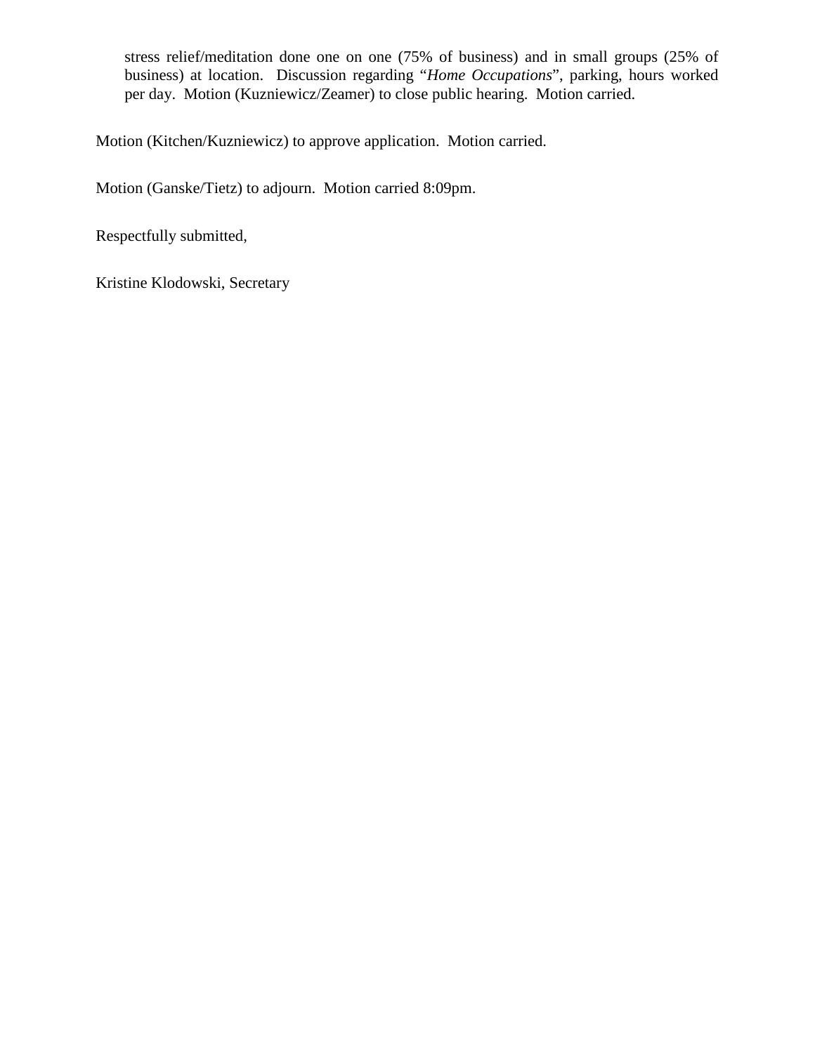stress relief/meditation done one on one (75% of business) and in small groups (25% of business) at location. Discussion regarding "*Home Occupations*", parking, hours worked per day. Motion (Kuzniewicz/Zeamer) to close public hearing. Motion carried.

Motion (Kitchen/Kuzniewicz) to approve application. Motion carried.

Motion (Ganske/Tietz) to adjourn. Motion carried 8:09pm.

Respectfully submitted,

Kristine Klodowski, Secretary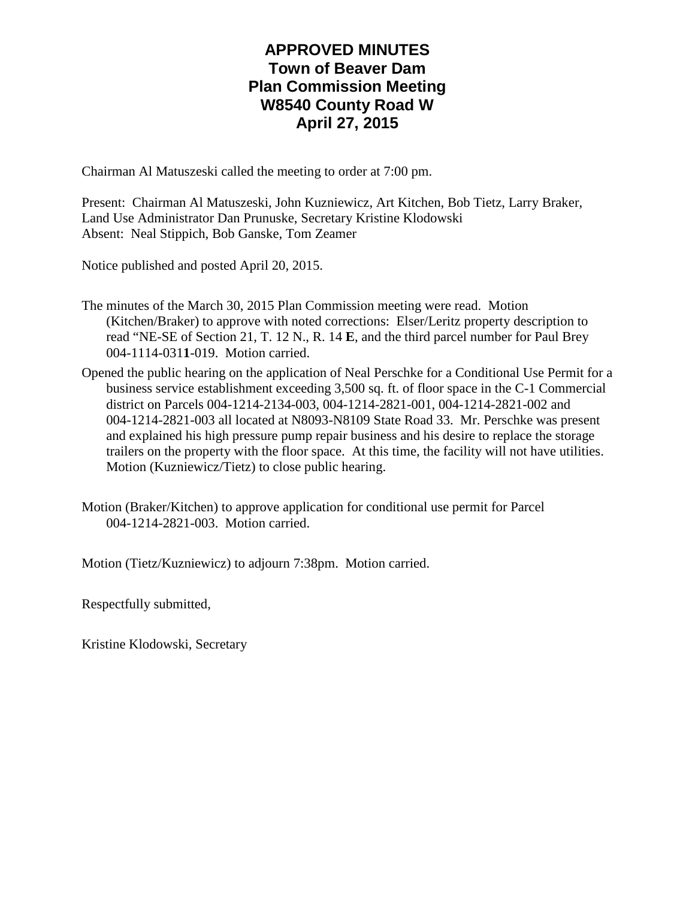# APPROVED MINUTES
# Town of Beaver Dam
# Plan Commission Meeting
# W8540 County Road W
# April 27, 2015

Chairman Al Matuszeski called the meeting to order at 7:00 pm.

Present: Chairman Al Matuszeski, John Kuzniewicz, Art Kitchen, Bob Tietz, Larry Braker, Land Use Administrator Dan Prunuske, Secretary Kristine Klodowski
Absent: Neal Stippich, Bob Ganske, Tom Zeamer

Notice published and posted April 20, 2015.

The minutes of the March 30, 2015 Plan Commission meeting were read. Motion (Kitchen/Braker) to approve with noted corrections: Elser/Leritz property description to read "NE-SE of Section 21, T. 12 N., R. 14 **E**, and the third parcel number for Paul Brey 004-1114-031**1**-019. Motion carried.

Opened the public hearing on the application of Neal Perschke for a Conditional Use Permit for a business service establishment exceeding 3,500 sq. ft. of floor space in the C-1 Commercial district on Parcels 004-1214-2134-003, 004-1214-2821-001, 004-1214-2821-002 and 004-1214-2821-003 all located at N8093-N8109 State Road 33. Mr. Perschke was present and explained his high pressure pump repair business and his desire to replace the storage trailers on the property with the floor space. At this time, the facility will not have utilities. Motion (Kuzniewicz/Tietz) to close public hearing.

Motion (Braker/Kitchen) to approve application for conditional use permit for Parcel 004-1214-2821-003. Motion carried.

Motion (Tietz/Kuzniewicz) to adjourn 7:38pm. Motion carried.

Respectfully submitted,

Kristine Klodowski, Secretary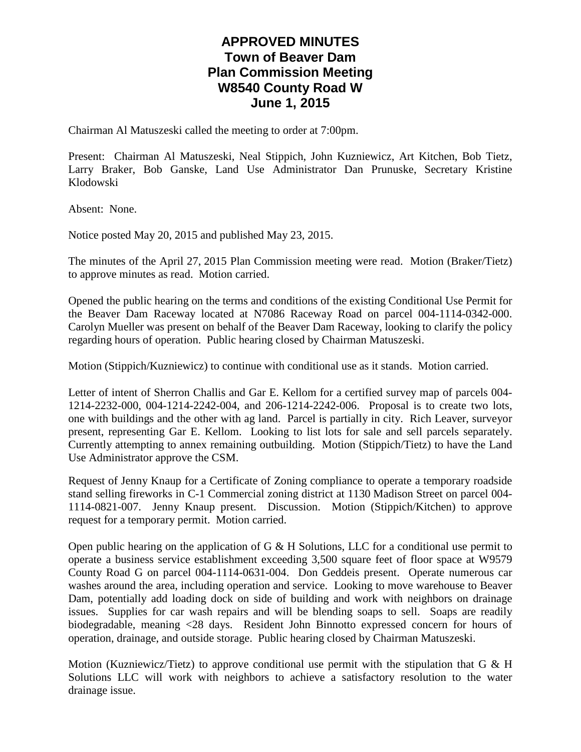# APPROVED MINUTES
# Town of Beaver Dam
# Plan Commission Meeting
# W8540 County Road W
# June 1, 2015

Chairman Al Matuszeski called the meeting to order at 7:00pm.

Present: Chairman Al Matuszeski, Neal Stippich, John Kuzniewicz, Art Kitchen, Bob Tietz, Larry Braker, Bob Ganske, Land Use Administrator Dan Prunuske, Secretary Kristine Klodowski

Absent: None.

Notice posted May 20, 2015 and published May 23, 2015.

The minutes of the April 27, 2015 Plan Commission meeting were read. Motion (Braker/Tietz) to approve minutes as read. Motion carried.

Opened the public hearing on the terms and conditions of the existing Conditional Use Permit for the Beaver Dam Raceway located at N7086 Raceway Road on parcel 004-1114-0342-000. Carolyn Mueller was present on behalf of the Beaver Dam Raceway, looking to clarify the policy regarding hours of operation. Public hearing closed by Chairman Matuszeski.

Motion (Stippich/Kuzniewicz) to continue with conditional use as it stands. Motion carried.

Letter of intent of Sherron Challis and Gar E. Kellom for a certified survey map of parcels 004-1214-2232-000, 004-1214-2242-004, and 206-1214-2242-006. Proposal is to create two lots, one with buildings and the other with ag land. Parcel is partially in city. Rich Leaver, surveyor present, representing Gar E. Kellom. Looking to list lots for sale and sell parcels separately. Currently attempting to annex remaining outbuilding. Motion (Stippich/Tietz) to have the Land Use Administrator approve the CSM.

Request of Jenny Knaup for a Certificate of Zoning compliance to operate a temporary roadside stand selling fireworks in C-1 Commercial zoning district at 1130 Madison Street on parcel 004-1114-0821-007. Jenny Knaup present. Discussion. Motion (Stippich/Kitchen) to approve request for a temporary permit. Motion carried.

Open public hearing on the application of G & H Solutions, LLC for a conditional use permit to operate a business service establishment exceeding 3,500 square feet of floor space at W9579 County Road G on parcel 004-1114-0631-004. Don Geddeis present. Operate numerous car washes around the area, including operation and service. Looking to move warehouse to Beaver Dam, potentially add loading dock on side of building and work with neighbors on drainage issues. Supplies for car wash repairs and will be blending soaps to sell. Soaps are readily biodegradable, meaning <28 days. Resident John Binnotto expressed concern for hours of operation, drainage, and outside storage. Public hearing closed by Chairman Matuszeski.

Motion (Kuzniewicz/Tietz) to approve conditional use permit with the stipulation that G & H Solutions LLC will work with neighbors to achieve a satisfactory resolution to the water drainage issue.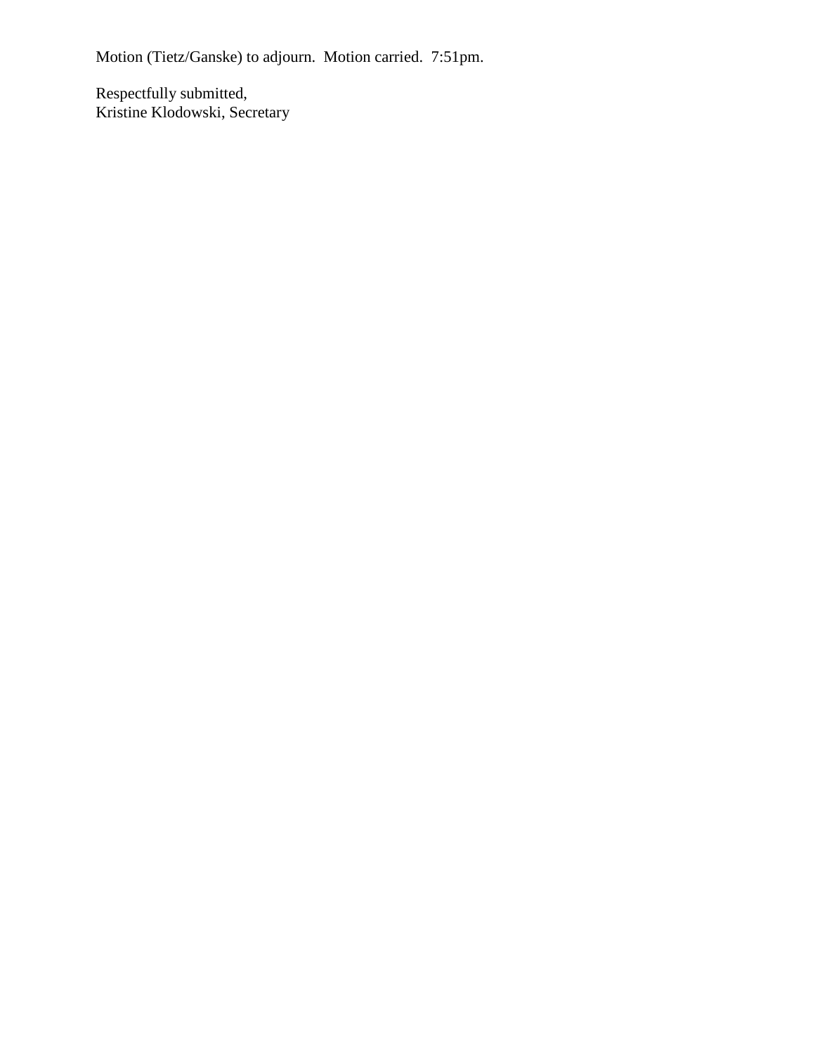Motion (Tietz/Ganske) to adjourn. Motion carried. 7:51pm.

Respectfully submitted,  
Kristine Klodowski, Secretary